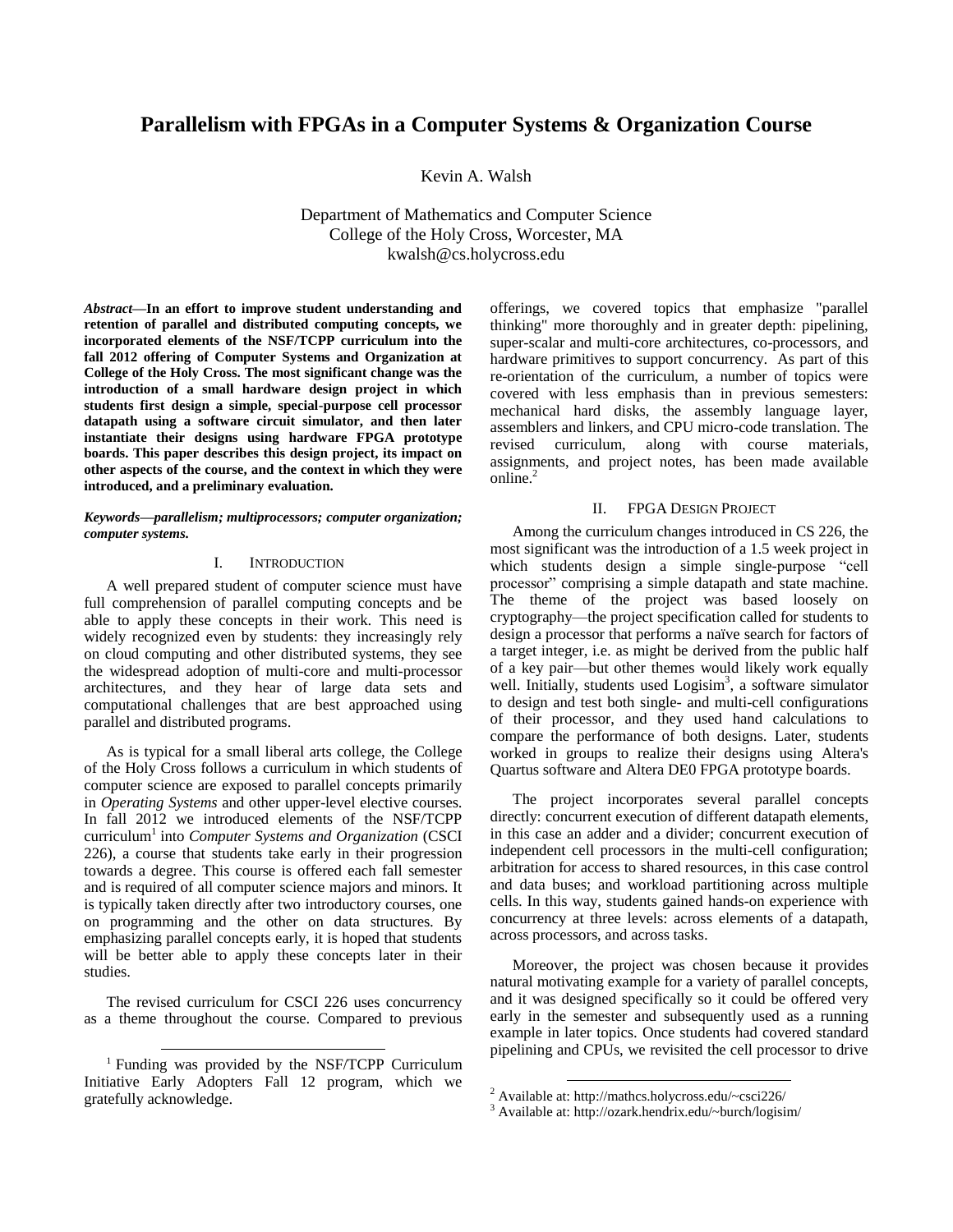# Parallelism with FPGAs in a Computer Systems & Organization Course

Kevin A. Walsh

Department of Mathematics and Computer Science
College of the Holy Cross, Worcester, MA
kwalsh@cs.holycross.edu

***Abstract*—In an effort to improve student understanding and retention of parallel and distributed computing concepts, we incorporated elements of the NSF/TCPP curriculum into the fall 2012 offering of Computer Systems and Organization at College of the Holy Cross. The most significant change was the introduction of a small hardware design project in which students first design a simple, special-purpose cell processor datapath using a software circuit simulator, and then later instantiate their designs using hardware FPGA prototype boards. This paper describes this design project, its impact on other aspects of the course, and the context in which they were introduced, and a preliminary evaluation.**

***Keywords—parallelism; multiprocessors; computer organization; computer systems.***

## I. Introduction

A well prepared student of computer science must have full comprehension of parallel computing concepts and be able to apply these concepts in their work. This need is widely recognized even by students: they increasingly rely on cloud computing and other distributed systems, they see the widespread adoption of multi-core and multi-processor architectures, and they hear of large data sets and computational challenges that are best approached using parallel and distributed programs.

As is typical for a small liberal arts college, the College of the Holy Cross follows a curriculum in which students of computer science are exposed to parallel concepts primarily in *Operating Systems* and other upper-level elective courses. In fall 2012 we introduced elements of the NSF/TCPP curriculum[1] into *Computer Systems and Organization* (CSCI 226), a course that students take early in their progression towards a degree. This course is offered each fall semester and is required of all computer science majors and minors. It is typically taken directly after two introductory courses, one on programming and the other on data structures. By emphasizing parallel concepts early, it is hoped that students will be better able to apply these concepts later in their studies.

The revised curriculum for CSCI 226 uses concurrency as a theme throughout the course. Compared to previous offerings, we covered topics that emphasize "parallel thinking" more thoroughly and in greater depth: pipelining, super-scalar and multi-core architectures, co-processors, and hardware primitives to support concurrency. As part of this re-orientation of the curriculum, a number of topics were covered with less emphasis than in previous semesters: mechanical hard disks, the assembly language layer, assemblers and linkers, and CPU micro-code translation. The revised curriculum, along with course materials, assignments, and project notes, has been made available online.[2]

## II. FPGA Design Project

Among the curriculum changes introduced in CS 226, the most significant was the introduction of a 1.5 week project in which students design a simple single-purpose "cell processor" comprising a simple datapath and state machine. The theme of the project was based loosely on cryptography—the project specification called for students to design a processor that performs a naïve search for factors of a target integer, i.e. as might be derived from the public half of a key pair—but other themes would likely work equally well. Initially, students used Logisim[3], a software simulator to design and test both single- and multi-cell configurations of their processor, and they used hand calculations to compare the performance of both designs. Later, students worked in groups to realize their designs using Altera's Quartus software and Altera DE0 FPGA prototype boards.

The project incorporates several parallel concepts directly: concurrent execution of different datapath elements, in this case an adder and a divider; concurrent execution of independent cell processors in the multi-cell configuration; arbitration for access to shared resources, in this case control and data buses; and workload partitioning across multiple cells. In this way, students gained hands-on experience with concurrency at three levels: across elements of a datapath, across processors, and across tasks.

Moreover, the project was chosen because it provides natural motivating example for a variety of parallel concepts, and it was designed specifically so it could be offered very early in the semester and subsequently used as a running example in later topics. Once students had covered standard pipelining and CPUs, we revisited the cell processor to drive

---

[1] Funding was provided by the NSF/TCPP Curriculum Initiative Early Adopters Fall 12 program, which we gratefully acknowledge.

[2] Available at: http://mathcs.holycross.edu/~csci226/

[3] Available at: http://ozark.hendrix.edu/~burch/logisim/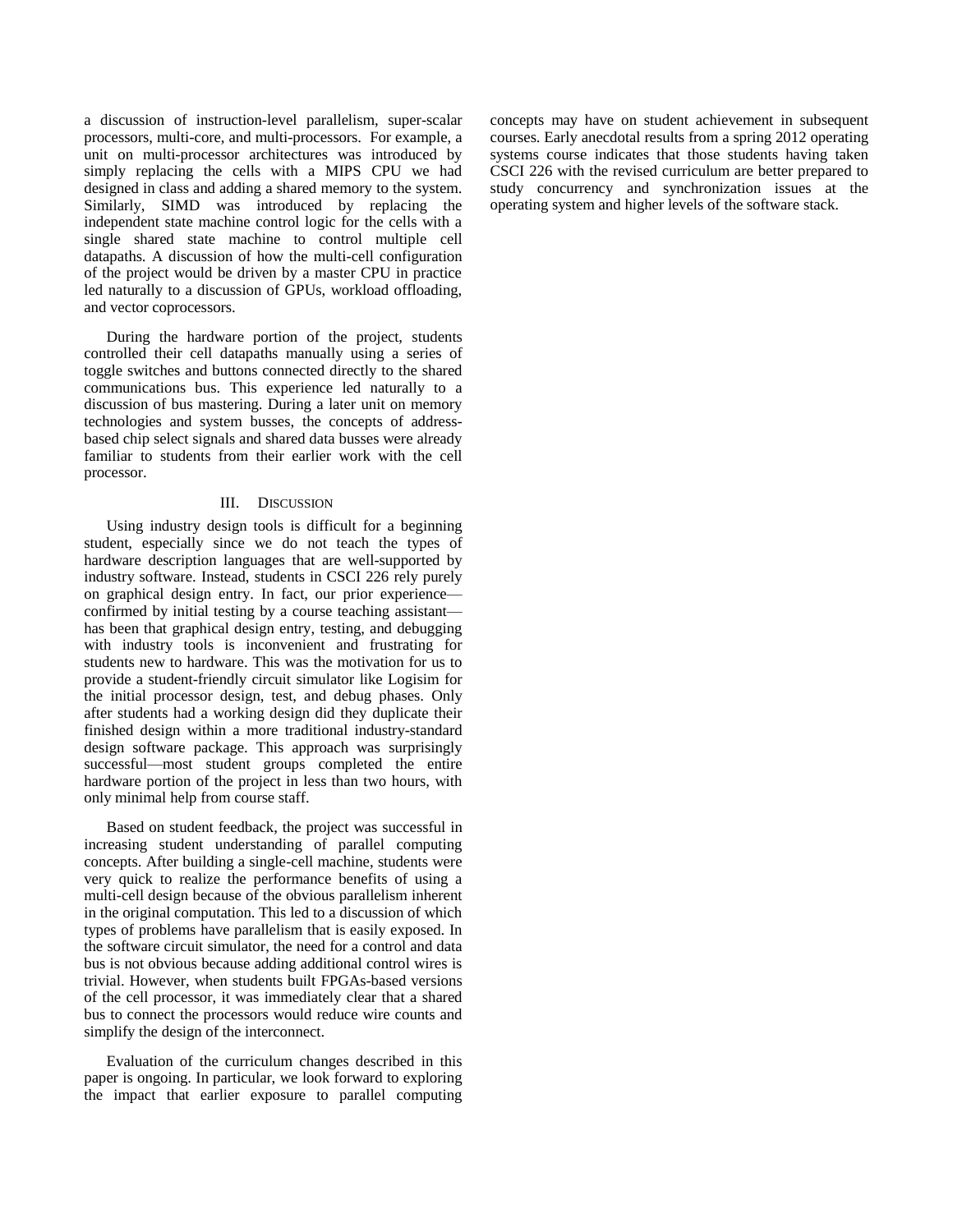a discussion of instruction-level parallelism, super-scalar processors, multi-core, and multi-processors. For example, a unit on multi-processor architectures was introduced by simply replacing the cells with a MIPS CPU we had designed in class and adding a shared memory to the system. Similarly, SIMD was introduced by replacing the independent state machine control logic for the cells with a single shared state machine to control multiple cell datapaths. A discussion of how the multi-cell configuration of the project would be driven by a master CPU in practice led naturally to a discussion of GPUs, workload offloading, and vector coprocessors.

During the hardware portion of the project, students controlled their cell datapaths manually using a series of toggle switches and buttons connected directly to the shared communications bus. This experience led naturally to a discussion of bus mastering. During a later unit on memory technologies and system busses, the concepts of address-based chip select signals and shared data busses were already familiar to students from their earlier work with the cell processor.

## III. Discussion

Using industry design tools is difficult for a beginning student, especially since we do not teach the types of hardware description languages that are well-supported by industry software. Instead, students in CSCI 226 rely purely on graphical design entry. In fact, our prior experience—confirmed by initial testing by a course teaching assistant—has been that graphical design entry, testing, and debugging with industry tools is inconvenient and frustrating for students new to hardware. This was the motivation for us to provide a student-friendly circuit simulator like Logisim for the initial processor design, test, and debug phases. Only after students had a working design did they duplicate their finished design within a more traditional industry-standard design software package. This approach was surprisingly successful—most student groups completed the entire hardware portion of the project in less than two hours, with only minimal help from course staff.

Based on student feedback, the project was successful in increasing student understanding of parallel computing concepts. After building a single-cell machine, students were very quick to realize the performance benefits of using a multi-cell design because of the obvious parallelism inherent in the original computation. This led to a discussion of which types of problems have parallelism that is easily exposed. In the software circuit simulator, the need for a control and data bus is not obvious because adding additional control wires is trivial. However, when students built FPGAs-based versions of the cell processor, it was immediately clear that a shared bus to connect the processors would reduce wire counts and simplify the design of the interconnect.

Evaluation of the curriculum changes described in this paper is ongoing. In particular, we look forward to exploring the impact that earlier exposure to parallel computing concepts may have on student achievement in subsequent courses. Early anecdotal results from a spring 2012 operating systems course indicates that those students having taken CSCI 226 with the revised curriculum are better prepared to study concurrency and synchronization issues at the operating system and higher levels of the software stack.